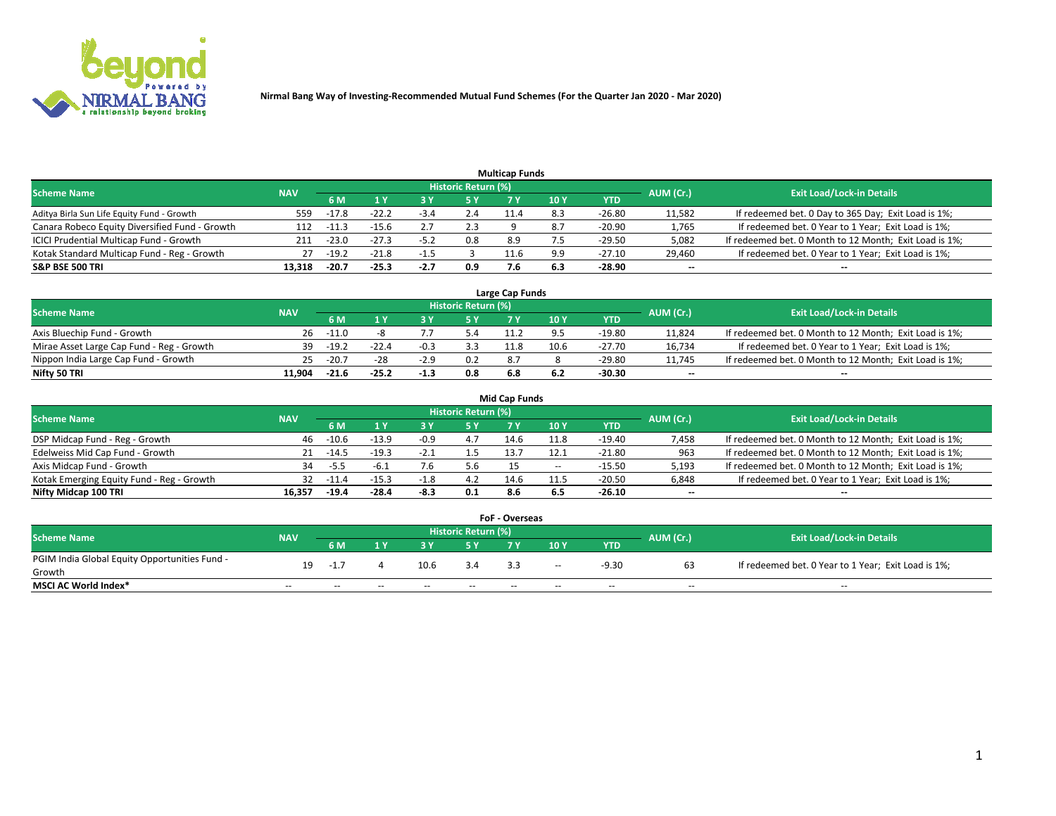# Nirmal Bang Way of Investing-Recommended Mutual Fund Schemes (For the Quarter Jan 2020 - Mar 2020)

### Multicap Funds

| Scheme Name | NAV | Historic Return (%) | | | | | | | AUM (Cr.) | Exit Load/Lock-in Details |
|---|---|---|---|---|---|---|---|---|---|---|
| | | 6 M | 1 Y | 3 Y | 5 Y | 7 Y | 10 Y | YTD | | |
| Aditya Birla Sun Life Equity Fund - Growth | 559 | -17.8 | -22.2 | -3.4 | 2.4 | 11.4 | 8.3 | -26.80 | 11,582 | If redeemed bet. 0 Day to 365 Day; Exit Load is 1%; |
| Canara Robeco Equity Diversified Fund - Growth | 112 | -11.3 | -15.6 | 2.7 | 2.3 | 9 | 8.7 | -20.90 | 1,765 | If redeemed bet. 0 Year to 1 Year; Exit Load is 1%; |
| ICICI Prudential Multicap Fund - Growth | 211 | -23.0 | -27.3 | -5.2 | 0.8 | 8.9 | 7.5 | -29.50 | 5,082 | If redeemed bet. 0 Month to 12 Month; Exit Load is 1%; |
| Kotak Standard Multicap Fund - Reg - Growth | 27 | -19.2 | -21.8 | -1.5 | 3 | 11.6 | 9.9 | -27.10 | 29,460 | If redeemed bet. 0 Year to 1 Year; Exit Load is 1%; |
| **S&P BSE 500 TRI** | **13,318** | **-20.7** | **-25.3** | **-2.7** | **0.9** | **7.6** | **6.3** | **-28.90** | **--** | **--** |

### Large Cap Funds

| Scheme Name | NAV | Historic Return (%) | | | | | | | AUM (Cr.) | Exit Load/Lock-in Details |
|---|---|---|---|---|---|---|---|---|---|---|
| | | 6 M | 1 Y | 3 Y | 5 Y | 7 Y | 10 Y | YTD | | |
| Axis Bluechip Fund - Growth | 26 | -11.0 | -8 | 7.7 | 5.4 | 11.2 | 9.5 | -19.80 | 11,824 | If redeemed bet. 0 Month to 12 Month; Exit Load is 1%; |
| Mirae Asset Large Cap Fund - Reg - Growth | 39 | -19.2 | -22.4 | -0.3 | 3.3 | 11.8 | 10.6 | -27.70 | 16,734 | If redeemed bet. 0 Year to 1 Year; Exit Load is 1%; |
| Nippon India Large Cap Fund - Growth | 25 | -20.7 | -28 | -2.9 | 0.2 | 8.7 | 8 | -29.80 | 11,745 | If redeemed bet. 0 Month to 12 Month; Exit Load is 1%; |
| **Nifty 50 TRI** | **11,904** | **-21.6** | **-25.2** | **-1.3** | **0.8** | **6.8** | **6.2** | **-30.30** | **--** | **--** |

### Mid Cap Funds

| Scheme Name | NAV | Historic Return (%) | | | | | | | AUM (Cr.) | Exit Load/Lock-in Details |
|---|---|---|---|---|---|---|---|---|---|---|
| | | 6 M | 1 Y | 3 Y | 5 Y | 7 Y | 10 Y | YTD | | |
| DSP Midcap Fund - Reg - Growth | 46 | -10.6 | -13.9 | -0.9 | 4.7 | 14.6 | 11.8 | -19.40 | 7,458 | If redeemed bet. 0 Month to 12 Month; Exit Load is 1%; |
| Edelweiss Mid Cap Fund - Growth | 21 | -14.5 | -19.3 | -2.1 | 1.5 | 13.7 | 12.1 | -21.80 | 963 | If redeemed bet. 0 Month to 12 Month; Exit Load is 1%; |
| Axis Midcap Fund - Growth | 34 | -5.5 | -6.1 | 7.6 | 5.6 | 15 | -- | -15.50 | 5,193 | If redeemed bet. 0 Month to 12 Month; Exit Load is 1%; |
| Kotak Emerging Equity Fund - Reg - Growth | 32 | -11.4 | -15.3 | -1.8 | 4.2 | 14.6 | 11.5 | -20.50 | 6,848 | If redeemed bet. 0 Year to 1 Year; Exit Load is 1%; |
| **Nifty Midcap 100 TRI** | **16,357** | **-19.4** | **-28.4** | **-8.3** | **0.1** | **8.6** | **6.5** | **-26.10** | **--** | **--** |

### FoF - Overseas

| Scheme Name | NAV | Historic Return (%) | | | | | | | AUM (Cr.) | Exit Load/Lock-in Details |
|---|---|---|---|---|---|---|---|---|---|---|
| | | 6 M | 1 Y | 3 Y | 5 Y | 7 Y | 10 Y | YTD | | |
| PGIM India Global Equity Opportunities Fund - Growth | 19 | -1.7 | 4 | 10.6 | 3.4 | 3.3 | -- | -9.30 | 63 | If redeemed bet. 0 Year to 1 Year; Exit Load is 1%; |
| **MSCI AC World Index*** | -- | -- | -- | -- | -- | -- | -- | -- | -- | -- |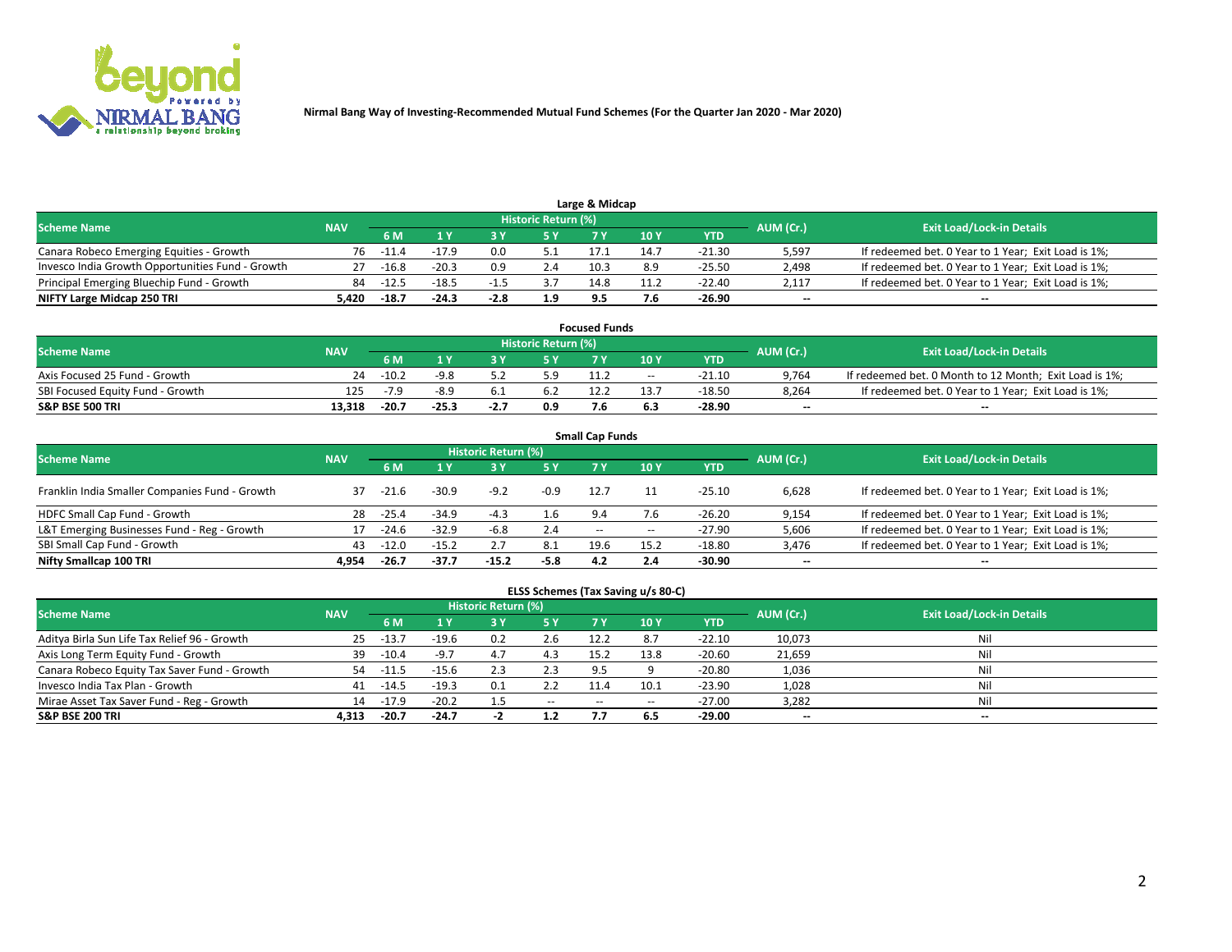Nirmal Bang Way of Investing-Recommended Mutual Fund Schemes (For the Quarter Jan 2020 - Mar 2020)

## Large & Midcap

| Scheme Name | NAV | Historic Return (%) | | | | | | | AUM (Cr.) | Exit Load/Lock-in Details |
|---|---|---|---|---|---|---|---|---|---|---|
| | | 6 M | 1 Y | 3 Y | 5 Y | 7 Y | 10 Y | YTD | | |
| Canara Robeco Emerging Equities - Growth | 76 | -11.4 | -17.9 | 0.0 | 5.1 | 17.1 | 14.7 | -21.30 | 5,597 | If redeemed bet. 0 Year to 1 Year; Exit Load is 1%; |
| Invesco India Growth Opportunities Fund - Growth | 27 | -16.8 | -20.3 | 0.9 | 2.4 | 10.3 | 8.9 | -25.50 | 2,498 | If redeemed bet. 0 Year to 1 Year; Exit Load is 1%; |
| Principal Emerging Bluechip Fund - Growth | 84 | -12.5 | -18.5 | -1.5 | 3.7 | 14.8 | 11.2 | -22.40 | 2,117 | If redeemed bet. 0 Year to 1 Year; Exit Load is 1%; |
| **NIFTY Large Midcap 250 TRI** | **5,420** | **-18.7** | **-24.3** | **-2.8** | **1.9** | **9.5** | **7.6** | **-26.90** | **--** | **--** |

## Focused Funds

| Scheme Name | NAV | Historic Return (%) | | | | | | | AUM (Cr.) | Exit Load/Lock-in Details |
|---|---|---|---|---|---|---|---|---|---|---|
| | | 6 M | 1 Y | 3 Y | 5 Y | 7 Y | 10 Y | YTD | | |
| Axis Focused 25 Fund - Growth | 24 | -10.2 | -9.8 | 5.2 | 5.9 | 11.2 | -- | -21.10 | 9,764 | If redeemed bet. 0 Month to 12 Month; Exit Load is 1%; |
| SBI Focused Equity Fund - Growth | 125 | -7.9 | -8.9 | 6.1 | 6.2 | 12.2 | 13.7 | -18.50 | 8,264 | If redeemed bet. 0 Year to 1 Year; Exit Load is 1%; |
| **S&P BSE 500 TRI** | **13,318** | **-20.7** | **-25.3** | **-2.7** | **0.9** | **7.6** | **6.3** | **-28.90** | **--** | **--** |

## Small Cap Funds

| Scheme Name | NAV | Historic Return (%) | | | | | | | AUM (Cr.) | Exit Load/Lock-in Details |
|---|---|---|---|---|---|---|---|---|---|---|
| | | 6 M | 1 Y | 3 Y | 5 Y | 7 Y | 10 Y | YTD | | |
| Franklin India Smaller Companies Fund - Growth | 37 | -21.6 | -30.9 | -9.2 | -0.9 | 12.7 | 11 | -25.10 | 6,628 | If redeemed bet. 0 Year to 1 Year; Exit Load is 1%; |
| HDFC Small Cap Fund - Growth | 28 | -25.4 | -34.9 | -4.3 | 1.6 | 9.4 | 7.6 | -26.20 | 9,154 | If redeemed bet. 0 Year to 1 Year; Exit Load is 1%; |
| L&T Emerging Businesses Fund - Reg - Growth | 17 | -24.6 | -32.9 | -6.8 | 2.4 | -- | -- | -27.90 | 5,606 | If redeemed bet. 0 Year to 1 Year; Exit Load is 1%; |
| SBI Small Cap Fund - Growth | 43 | -12.0 | -15.2 | 2.7 | 8.1 | 19.6 | 15.2 | -18.80 | 3,476 | If redeemed bet. 0 Year to 1 Year; Exit Load is 1%; |
| **Nifty Smallcap 100 TRI** | **4,954** | **-26.7** | **-37.7** | **-15.2** | **-5.8** | **4.2** | **2.4** | **-30.90** | **--** | **--** |

## ELSS Schemes (Tax Saving u/s 80-C)

| Scheme Name | NAV | Historic Return (%) | | | | | | | AUM (Cr.) | Exit Load/Lock-in Details |
|---|---|---|---|---|---|---|---|---|---|---|
| | | 6 M | 1 Y | 3 Y | 5 Y | 7 Y | 10 Y | YTD | | |
| Aditya Birla Sun Life Tax Relief 96 - Growth | 25 | -13.7 | -19.6 | 0.2 | 2.6 | 12.2 | 8.7 | -22.10 | 10,073 | Nil |
| Axis Long Term Equity Fund - Growth | 39 | -10.4 | -9.7 | 4.7 | 4.3 | 15.2 | 13.8 | -20.60 | 21,659 | Nil |
| Canara Robeco Equity Tax Saver Fund - Growth | 54 | -11.5 | -15.6 | 2.3 | 2.3 | 9.5 | 9 | -20.80 | 1,036 | Nil |
| Invesco India Tax Plan - Growth | 41 | -14.5 | -19.3 | 0.1 | 2.2 | 11.4 | 10.1 | -23.90 | 1,028 | Nil |
| Mirae Asset Tax Saver Fund - Reg - Growth | 14 | -17.9 | -20.2 | 1.5 | -- | -- | -- | -27.00 | 3,282 | Nil |
| **S&P BSE 200 TRI** | **4,313** | **-20.7** | **-24.7** | **-2** | **1.2** | **7.7** | **6.5** | **-29.00** | **--** | **--** |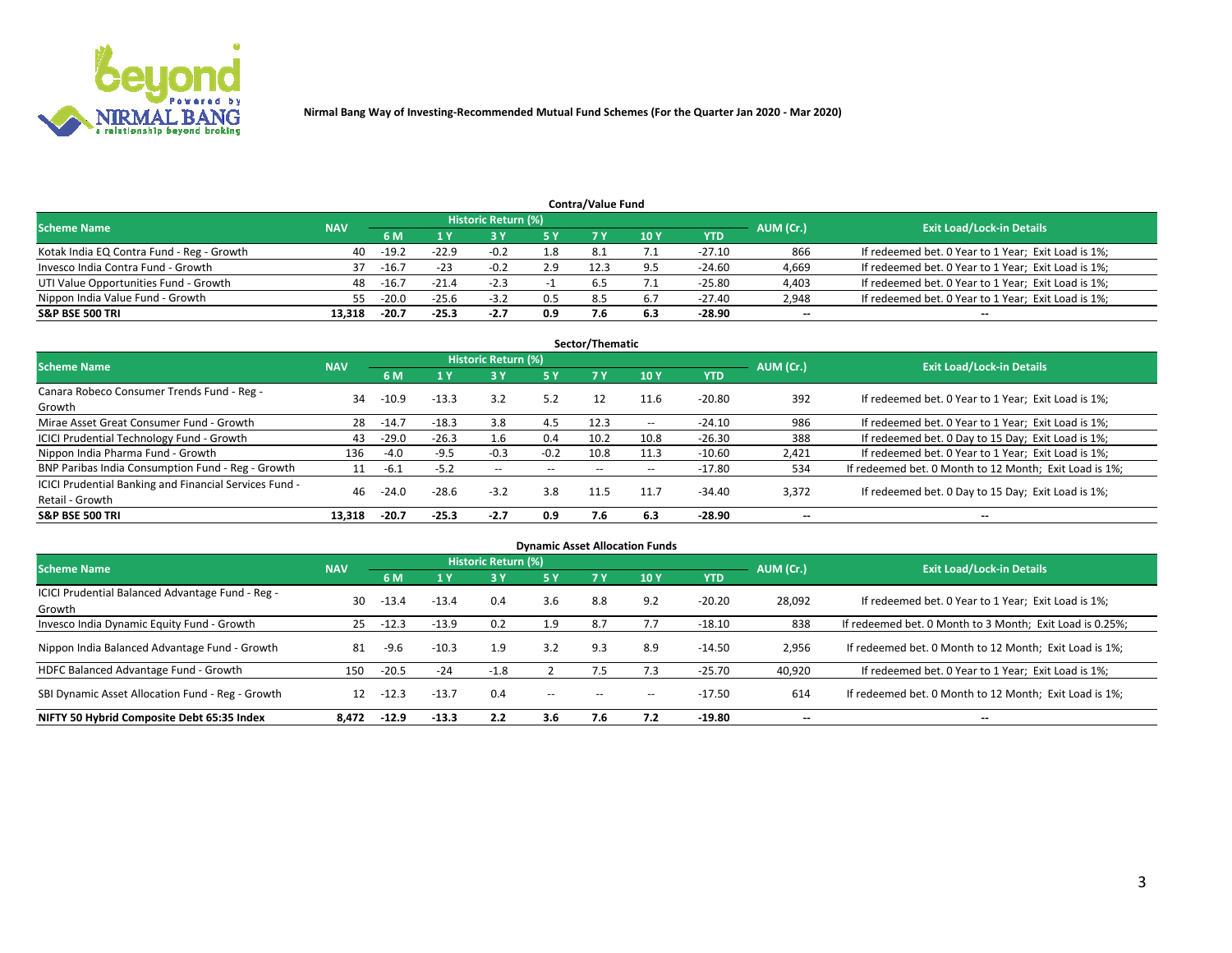Nirmal Bang Way of Investing-Recommended Mutual Fund Schemes (For the Quarter Jan 2020 - Mar 2020)

## Contra/Value Fund

| Scheme Name | NAV | Historic Return (%) | | | | | | | AUM (Cr.) | Exit Load/Lock-in Details |
|---|---|---|---|---|---|---|---|---|---|---|
| | | 6 M | 1 Y | 3 Y | 5 Y | 7 Y | 10 Y | YTD | | |
| Kotak India EQ Contra Fund - Reg - Growth | 40 | -19.2 | -22.9 | -0.2 | 1.8 | 8.1 | 7.1 | -27.10 | 866 | If redeemed bet. 0 Year to 1 Year; Exit Load is 1%; |
| Invesco India Contra Fund - Growth | 37 | -16.7 | -23 | -0.2 | 2.9 | 12.3 | 9.5 | -24.60 | 4,669 | If redeemed bet. 0 Year to 1 Year; Exit Load is 1%; |
| UTI Value Opportunities Fund - Growth | 48 | -16.7 | -21.4 | -2.3 | -1 | 6.5 | 7.1 | -25.80 | 4,403 | If redeemed bet. 0 Year to 1 Year; Exit Load is 1%; |
| Nippon India Value Fund - Growth | 55 | -20.0 | -25.6 | -3.2 | 0.5 | 8.5 | 6.7 | -27.40 | 2,948 | If redeemed bet. 0 Year to 1 Year; Exit Load is 1%; |
| **S&P BSE 500 TRI** | **13,318** | **-20.7** | **-25.3** | **-2.7** | **0.9** | **7.6** | **6.3** | **-28.90** | **--** | **--** |

## Sector/Thematic

| Scheme Name | NAV | Historic Return (%) | | | | | | | AUM (Cr.) | Exit Load/Lock-in Details |
|---|---|---|---|---|---|---|---|---|---|---|
| | | 6 M | 1 Y | 3 Y | 5 Y | 7 Y | 10 Y | YTD | | |
| Canara Robeco Consumer Trends Fund - Reg - Growth | 34 | -10.9 | -13.3 | 3.2 | 5.2 | 12 | 11.6 | -20.80 | 392 | If redeemed bet. 0 Year to 1 Year; Exit Load is 1%; |
| Mirae Asset Great Consumer Fund - Growth | 28 | -14.7 | -18.3 | 3.8 | 4.5 | 12.3 | -- | -24.10 | 986 | If redeemed bet. 0 Year to 1 Year; Exit Load is 1%; |
| ICICI Prudential Technology Fund - Growth | 43 | -29.0 | -26.3 | 1.6 | 0.4 | 10.2 | 10.8 | -26.30 | 388 | If redeemed bet. 0 Day to 15 Day; Exit Load is 1%; |
| Nippon India Pharma Fund - Growth | 136 | -4.0 | -9.5 | -0.3 | -0.2 | 10.8 | 11.3 | -10.60 | 2,421 | If redeemed bet. 0 Year to 1 Year; Exit Load is 1%; |
| BNP Paribas India Consumption Fund - Reg - Growth | 11 | -6.1 | -5.2 | -- | -- | -- | -- | -17.80 | 534 | If redeemed bet. 0 Month to 12 Month; Exit Load is 1%; |
| ICICI Prudential Banking and Financial Services Fund - Retail - Growth | 46 | -24.0 | -28.6 | -3.2 | 3.8 | 11.5 | 11.7 | -34.40 | 3,372 | If redeemed bet. 0 Day to 15 Day; Exit Load is 1%; |
| **S&P BSE 500 TRI** | **13,318** | **-20.7** | **-25.3** | **-2.7** | **0.9** | **7.6** | **6.3** | **-28.90** | **--** | **--** |

## Dynamic Asset Allocation Funds

| Scheme Name | NAV | Historic Return (%) | | | | | | | AUM (Cr.) | Exit Load/Lock-in Details |
|---|---|---|---|---|---|---|---|---|---|---|
| | | 6 M | 1 Y | 3 Y | 5 Y | 7 Y | 10 Y | YTD | | |
| ICICI Prudential Balanced Advantage Fund - Reg - Growth | 30 | -13.4 | -13.4 | 0.4 | 3.6 | 8.8 | 9.2 | -20.20 | 28,092 | If redeemed bet. 0 Year to 1 Year; Exit Load is 1%; |
| Invesco India Dynamic Equity Fund - Growth | 25 | -12.3 | -13.9 | 0.2 | 1.9 | 8.7 | 7.7 | -18.10 | 838 | If redeemed bet. 0 Month to 3 Month; Exit Load is 0.25%; |
| Nippon India Balanced Advantage Fund - Growth | 81 | -9.6 | -10.3 | 1.9 | 3.2 | 9.3 | 8.9 | -14.50 | 2,956 | If redeemed bet. 0 Month to 12 Month; Exit Load is 1%; |
| HDFC Balanced Advantage Fund - Growth | 150 | -20.5 | -24 | -1.8 | 2 | 7.5 | 7.3 | -25.70 | 40,920 | If redeemed bet. 0 Year to 1 Year; Exit Load is 1%; |
| SBI Dynamic Asset Allocation Fund - Reg - Growth | 12 | -12.3 | -13.7 | 0.4 | -- | -- | -- | -17.50 | 614 | If redeemed bet. 0 Month to 12 Month; Exit Load is 1%; |
| **NIFTY 50 Hybrid Composite Debt 65:35 Index** | **8,472** | **-12.9** | **-13.3** | **2.2** | **3.6** | **7.6** | **7.2** | **-19.80** | **--** | **--** |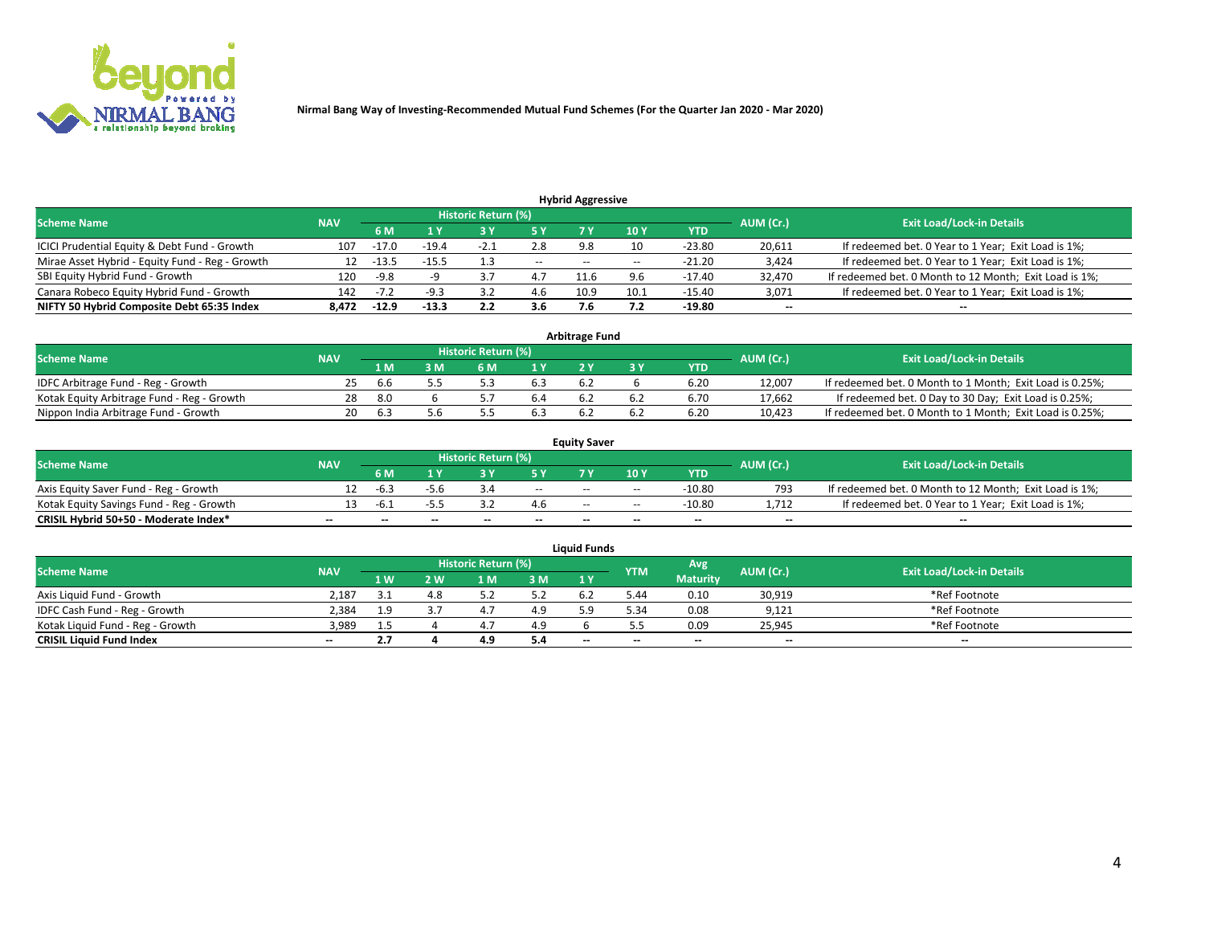Nirmal Bang Way of Investing-Recommended Mutual Fund Schemes (For the Quarter Jan 2020 - Mar 2020)

## Hybrid Aggressive

| Scheme Name | NAV | Historic Return (%) | | | | | | | AUM (Cr.) | Exit Load/Lock-in Details |
|---|---|---|---|---|---|---|---|---|---|---|
| | | 6 M | 1 Y | 3 Y | 5 Y | 7 Y | 10 Y | YTD | | |
| ICICI Prudential Equity & Debt Fund - Growth | 107 | -17.0 | -19.4 | -2.1 | 2.8 | 9.8 | 10 | -23.80 | 20,611 | If redeemed bet. 0 Year to 1 Year; Exit Load is 1%; |
| Mirae Asset Hybrid - Equity Fund - Reg - Growth | 12 | -13.5 | -15.5 | 1.3 | -- | -- | -- | -21.20 | 3,424 | If redeemed bet. 0 Year to 1 Year; Exit Load is 1%; |
| SBI Equity Hybrid Fund - Growth | 120 | -9.8 | -9 | 3.7 | 4.7 | 11.6 | 9.6 | -17.40 | 32,470 | If redeemed bet. 0 Month to 12 Month; Exit Load is 1%; |
| Canara Robeco Equity Hybrid Fund - Growth | 142 | -7.2 | -9.3 | 3.2 | 4.6 | 10.9 | 10.1 | -15.40 | 3,071 | If redeemed bet. 0 Year to 1 Year; Exit Load is 1%; |
| **NIFTY 50 Hybrid Composite Debt 65:35 Index** | **8,472** | **-12.9** | **-13.3** | **2.2** | **3.6** | **7.6** | **7.2** | **-19.80** | **--** | **--** |

## Arbitrage Fund

| Scheme Name | NAV | Historic Return (%) | | | | | | | AUM (Cr.) | Exit Load/Lock-in Details |
|---|---|---|---|---|---|---|---|---|---|---|
| | | 1 M | 3 M | 6 M | 1 Y | 2 Y | 3 Y | YTD | | |
| IDFC Arbitrage Fund - Reg - Growth | 25 | 6.6 | 5.5 | 5.3 | 6.3 | 6.2 | 6 | 6.20 | 12,007 | If redeemed bet. 0 Month to 1 Month; Exit Load is 0.25%; |
| Kotak Equity Arbitrage Fund - Reg - Growth | 28 | 8.0 | 6 | 5.7 | 6.4 | 6.2 | 6.2 | 6.70 | 17,662 | If redeemed bet. 0 Day to 30 Day; Exit Load is 0.25%; |
| Nippon India Arbitrage Fund - Growth | 20 | 6.3 | 5.6 | 5.5 | 6.3 | 6.2 | 6.2 | 6.20 | 10,423 | If redeemed bet. 0 Month to 1 Month; Exit Load is 0.25%; |

## Equity Saver

| Scheme Name | NAV | Historic Return (%) | | | | | | | AUM (Cr.) | Exit Load/Lock-in Details |
|---|---|---|---|---|---|---|---|---|---|---|
| | | 6 M | 1 Y | 3 Y | 5 Y | 7 Y | 10 Y | YTD | | |
| Axis Equity Saver Fund - Reg - Growth | 12 | -6.3 | -5.6 | 3.4 | -- | -- | -- | -10.80 | 793 | If redeemed bet. 0 Month to 12 Month; Exit Load is 1%; |
| Kotak Equity Savings Fund - Reg - Growth | 13 | -6.1 | -5.5 | 3.2 | 4.6 | -- | -- | -10.80 | 1,712 | If redeemed bet. 0 Year to 1 Year; Exit Load is 1%; |
| **CRISIL Hybrid 50+50 - Moderate Index*** | **--** | **--** | **--** | **--** | **--** | **--** | **--** | **--** | **--** | **--** |

## Liquid Funds

| Scheme Name | NAV | Historic Return (%) | | | | | YTM | Avg Maturity | AUM (Cr.) | Exit Load/Lock-in Details |
|---|---|---|---|---|---|---|---|---|---|---|
| | | 1 W | 2 W | 1 M | 3 M | 1 Y | | | | |
| Axis Liquid Fund - Growth | 2,187 | 3.1 | 4.8 | 5.2 | 5.2 | 6.2 | 5.44 | 0.10 | 30,919 | *Ref Footnote |
| IDFC Cash Fund - Reg - Growth | 2,384 | 1.9 | 3.7 | 4.7 | 4.9 | 5.9 | 5.34 | 0.08 | 9,121 | *Ref Footnote |
| Kotak Liquid Fund - Reg - Growth | 3,989 | 1.5 | 4 | 4.7 | 4.9 | 6 | 5.5 | 0.09 | 25,945 | *Ref Footnote |
| **CRISIL Liquid Fund Index** | **--** | **2.7** | **4** | **4.9** | **5.4** | **--** | **--** | **--** | **--** | **--** |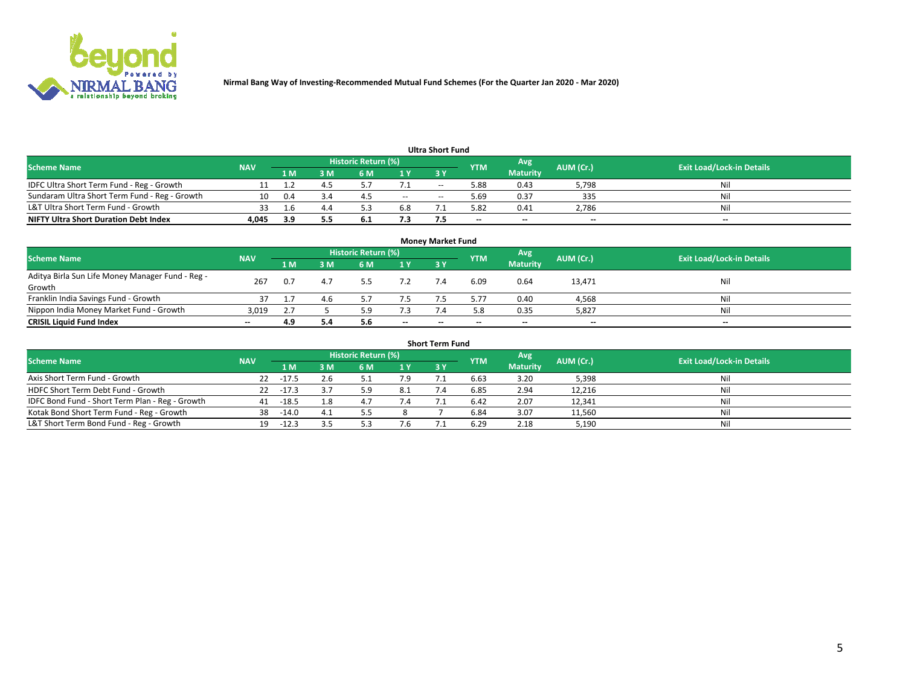Nirmal Bang Way of Investing-Recommended Mutual Fund Schemes (For the Quarter Jan 2020 - Mar 2020)

### Ultra Short Fund

| Scheme Name | NAV | Historic Return (%) | | | | | YTM | Avg Maturity | AUM (Cr.) | Exit Load/Lock-in Details |
|---|---|---|---|---|---|---|---|---|---|---|
| | | 1 M | 3 M | 6 M | 1 Y | 3 Y | | | | |
| IDFC Ultra Short Term Fund - Reg - Growth | 11 | 1.2 | 4.5 | 5.7 | 7.1 | -- | 5.88 | 0.43 | 5,798 | Nil |
| Sundaram Ultra Short Term Fund - Reg - Growth | 10 | 0.4 | 3.4 | 4.5 | -- | -- | 5.69 | 0.37 | 335 | Nil |
| L&T Ultra Short Term Fund - Growth | 33 | 1.6 | 4.4 | 5.3 | 6.8 | 7.1 | 5.82 | 0.41 | 2,786 | Nil |
| **NIFTY Ultra Short Duration Debt Index** | **4,045** | **3.9** | **5.5** | **6.1** | **7.3** | **7.5** | **--** | **--** | **--** | **--** |

### Money Market Fund

| Scheme Name | NAV | Historic Return (%) | | | | | YTM | Avg Maturity | AUM (Cr.) | Exit Load/Lock-in Details |
|---|---|---|---|---|---|---|---|---|---|---|
| | | 1 M | 3 M | 6 M | 1 Y | 3 Y | | | | |
| Aditya Birla Sun Life Money Manager Fund - Reg - Growth | 267 | 0.7 | 4.7 | 5.5 | 7.2 | 7.4 | 6.09 | 0.64 | 13,471 | Nil |
| Franklin India Savings Fund - Growth | 37 | 1.7 | 4.6 | 5.7 | 7.5 | 7.5 | 5.77 | 0.40 | 4,568 | Nil |
| Nippon India Money Market Fund - Growth | 3,019 | 2.7 | 5 | 5.9 | 7.3 | 7.4 | 5.8 | 0.35 | 5,827 | Nil |
| **CRISIL Liquid Fund Index** | **--** | **4.9** | **5.4** | **5.6** | **--** | **--** | **--** | **--** | **--** | **--** |

### Short Term Fund

| Scheme Name | NAV | Historic Return (%) | | | | | YTM | Avg Maturity | AUM (Cr.) | Exit Load/Lock-in Details |
|---|---|---|---|---|---|---|---|---|---|---|
| | | 1 M | 3 M | 6 M | 1 Y | 3 Y | | | | |
| Axis Short Term Fund - Growth | 22 | -17.5 | 2.6 | 5.1 | 7.9 | 7.1 | 6.63 | 3.20 | 5,398 | Nil |
| HDFC Short Term Debt Fund - Growth | 22 | -17.3 | 3.7 | 5.9 | 8.1 | 7.4 | 6.85 | 2.94 | 12,216 | Nil |
| IDFC Bond Fund - Short Term Plan - Reg - Growth | 41 | -18.5 | 1.8 | 4.7 | 7.4 | 7.1 | 6.42 | 2.07 | 12,341 | Nil |
| Kotak Bond Short Term Fund - Reg - Growth | 38 | -14.0 | 4.1 | 5.5 | 8 | 7 | 6.84 | 3.07 | 11,560 | Nil |
| L&T Short Term Bond Fund - Reg - Growth | 19 | -12.3 | 3.5 | 5.3 | 7.6 | 7.1 | 6.29 | 2.18 | 5,190 | Nil |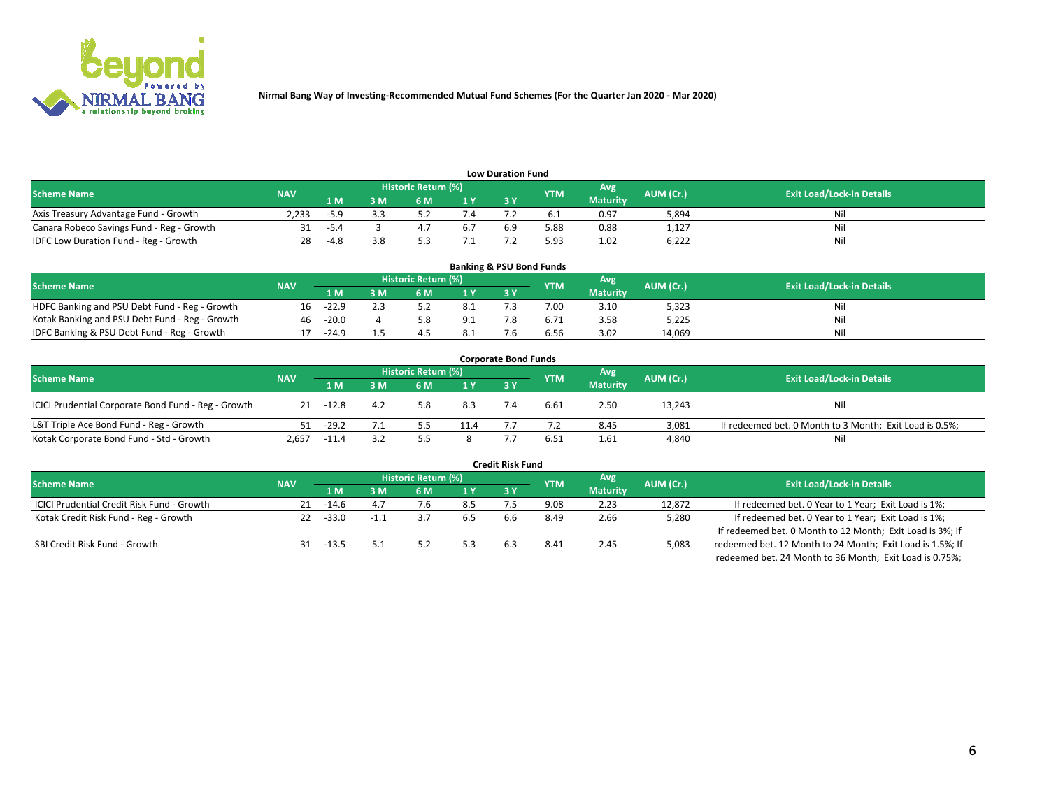Nirmal Bang Way of Investing-Recommended Mutual Fund Schemes (For the Quarter Jan 2020 - Mar 2020)

### Low Duration Fund

| Scheme Name | NAV | Historic Return (%) | | | | | YTM | Avg Maturity | AUM (Cr.) | Exit Load/Lock-in Details |
|---|---|---|---|---|---|---|---|---|---|---|
| | | 1 M | 3 M | 6 M | 1 Y | 3 Y | | | | |
| Axis Treasury Advantage Fund - Growth | 2,233 | -5.9 | 3.3 | 5.2 | 7.4 | 7.2 | 6.1 | 0.97 | 5,894 | Nil |
| Canara Robeco Savings Fund - Reg - Growth | 31 | -5.4 | 3 | 4.7 | 6.7 | 6.9 | 5.88 | 0.88 | 1,127 | Nil |
| IDFC Low Duration Fund - Reg - Growth | 28 | -4.8 | 3.8 | 5.3 | 7.1 | 7.2 | 5.93 | 1.02 | 6,222 | Nil |

### Banking & PSU Bond Funds

| Scheme Name | NAV | Historic Return (%) | | | | | YTM | Avg Maturity | AUM (Cr.) | Exit Load/Lock-in Details |
|---|---|---|---|---|---|---|---|---|---|---|
| | | 1 M | 3 M | 6 M | 1 Y | 3 Y | | | | |
| HDFC Banking and PSU Debt Fund - Reg - Growth | 16 | -22.9 | 2.3 | 5.2 | 8.1 | 7.3 | 7.00 | 3.10 | 5,323 | Nil |
| Kotak Banking and PSU Debt Fund - Reg - Growth | 46 | -20.0 | 4 | 5.8 | 9.1 | 7.8 | 6.71 | 3.58 | 5,225 | Nil |
| IDFC Banking & PSU Debt Fund - Reg - Growth | 17 | -24.9 | 1.5 | 4.5 | 8.1 | 7.6 | 6.56 | 3.02 | 14,069 | Nil |

### Corporate Bond Funds

| Scheme Name | NAV | Historic Return (%) | | | | | YTM | Avg Maturity | AUM (Cr.) | Exit Load/Lock-in Details |
|---|---|---|---|---|---|---|---|---|---|---|
| | | 1 M | 3 M | 6 M | 1 Y | 3 Y | | | | |
| ICICI Prudential Corporate Bond Fund - Reg - Growth | 21 | -12.8 | 4.2 | 5.8 | 8.3 | 7.4 | 6.61 | 2.50 | 13,243 | Nil |
| L&T Triple Ace Bond Fund - Reg - Growth | 51 | -29.2 | 7.1 | 5.5 | 11.4 | 7.7 | 7.2 | 8.45 | 3,081 | If redeemed bet. 0 Month to 3 Month; Exit Load is 0.5%; |
| Kotak Corporate Bond Fund - Std - Growth | 2,657 | -11.4 | 3.2 | 5.5 | 8 | 7.7 | 6.51 | 1.61 | 4,840 | Nil |

### Credit Risk Fund

| Scheme Name | NAV | Historic Return (%) | | | | | YTM | Avg Maturity | AUM (Cr.) | Exit Load/Lock-in Details |
|---|---|---|---|---|---|---|---|---|---|---|
| | | 1 M | 3 M | 6 M | 1 Y | 3 Y | | | | |
| ICICI Prudential Credit Risk Fund - Growth | 21 | -14.6 | 4.7 | 7.6 | 8.5 | 7.5 | 9.08 | 2.23 | 12,872 | If redeemed bet. 0 Year to 1 Year; Exit Load is 1%; |
| Kotak Credit Risk Fund - Reg - Growth | 22 | -33.0 | -1.1 | 3.7 | 6.5 | 6.6 | 8.49 | 2.66 | 5,280 | If redeemed bet. 0 Year to 1 Year; Exit Load is 1%; |
| SBI Credit Risk Fund - Growth | 31 | -13.5 | 5.1 | 5.2 | 5.3 | 6.3 | 8.41 | 2.45 | 5,083 | If redeemed bet. 0 Month to 12 Month; Exit Load is 3%; If redeemed bet. 12 Month to 24 Month; Exit Load is 1.5%; If redeemed bet. 24 Month to 36 Month; Exit Load is 0.75%; |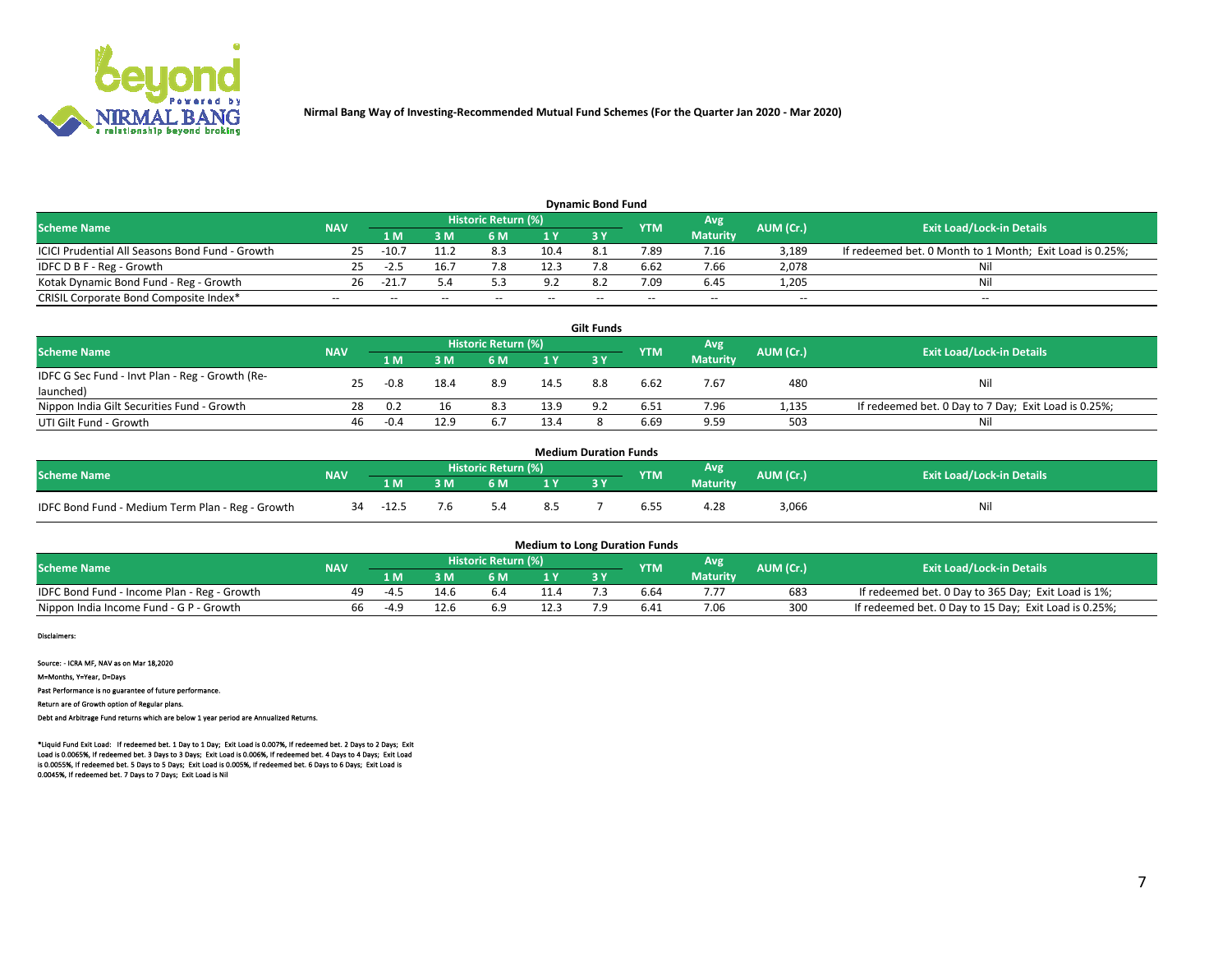**Nirmal Bang Way of Investing-Recommended Mutual Fund Schemes (For the Quarter Jan 2020 - Mar 2020)**

### Dynamic Bond Fund

| Scheme Name | NAV | Historic Return (%) | | | | | YTM | Avg Maturity | AUM (Cr.) | Exit Load/Lock-in Details |
|---|---|---|---|---|---|---|---|---|---|---|
| | | 1 M | 3 M | 6 M | 1 Y | 3 Y | | | | |
| ICICI Prudential All Seasons Bond Fund - Growth | 25 | -10.7 | 11.2 | 8.3 | 10.4 | 8.1 | 7.89 | 7.16 | 3,189 | If redeemed bet. 0 Month to 1 Month; Exit Load is 0.25%; |
| IDFC D B F - Reg - Growth | 25 | -2.5 | 16.7 | 7.8 | 12.3 | 7.8 | 6.62 | 7.66 | 2,078 | Nil |
| Kotak Dynamic Bond Fund - Reg - Growth | 26 | -21.7 | 5.4 | 5.3 | 9.2 | 8.2 | 7.09 | 6.45 | 1,205 | Nil |
| CRISIL Corporate Bond Composite Index* | -- | -- | -- | -- | -- | -- | -- | -- | -- | -- |

### Gilt Funds

| Scheme Name | NAV | Historic Return (%) | | | | | YTM | Avg Maturity | AUM (Cr.) | Exit Load/Lock-in Details |
|---|---|---|---|---|---|---|---|---|---|---|
| | | 1 M | 3 M | 6 M | 1 Y | 3 Y | | | | |
| IDFC G Sec Fund - Invt Plan - Reg - Growth (Re-launched) | 25 | -0.8 | 18.4 | 8.9 | 14.5 | 8.8 | 6.62 | 7.67 | 480 | Nil |
| Nippon India Gilt Securities Fund - Growth | 28 | 0.2 | 16 | 8.3 | 13.9 | 9.2 | 6.51 | 7.96 | 1,135 | If redeemed bet. 0 Day to 7 Day; Exit Load is 0.25%; |
| UTI Gilt Fund - Growth | 46 | -0.4 | 12.9 | 6.7 | 13.4 | 8 | 6.69 | 9.59 | 503 | Nil |

### Medium Duration Funds

| Scheme Name | NAV | Historic Return (%) | | | | | YTM | Avg Maturity | AUM (Cr.) | Exit Load/Lock-in Details |
|---|---|---|---|---|---|---|---|---|---|---|
| | | 1 M | 3 M | 6 M | 1 Y | 3 Y | | | | |
| IDFC Bond Fund - Medium Term Plan - Reg - Growth | 34 | -12.5 | 7.6 | 5.4 | 8.5 | 7 | 6.55 | 4.28 | 3,066 | Nil |

### Medium to Long Duration Funds

| Scheme Name | NAV | Historic Return (%) | | | | | YTM | Avg Maturity | AUM (Cr.) | Exit Load/Lock-in Details |
|---|---|---|---|---|---|---|---|---|---|---|
| | | 1 M | 3 M | 6 M | 1 Y | 3 Y | | | | |
| IDFC Bond Fund - Income Plan - Reg - Growth | 49 | -4.5 | 14.6 | 6.4 | 11.4 | 7.3 | 6.64 | 7.77 | 683 | If redeemed bet. 0 Day to 365 Day; Exit Load is 1%; |
| Nippon India Income Fund - G P - Growth | 66 | -4.9 | 12.6 | 6.9 | 12.3 | 7.9 | 6.41 | 7.06 | 300 | If redeemed bet. 0 Day to 15 Day; Exit Load is 0.25%; |

Disclaimers:

Source: - ICRA MF, NAV as on Mar 18,2020

M=Months, Y=Year, D=Days

Past Performance is no guarantee of future performance.

Return are of Growth option of Regular plans.

Debt and Arbitrage Fund returns which are below 1 year period are Annualized Returns.

*Liquid Fund Exit Load: If redeemed bet. 1 Day to 1 Day; Exit Load is 0.007%, If redeemed bet. 2 Days to 2 Days; Exit Load is 0.0065%, If redeemed bet. 3 Days to 3 Days; Exit Load is 0.006%, If redeemed bet. 4 Days to 4 Days; Exit Load is 0.0055%, If redeemed bet. 5 Days to 5 Days; Exit Load is 0.005%, If redeemed bet. 6 Days to 6 Days; Exit Load is 0.0045%, If redeemed bet. 7 Days to 7 Days; Exit Load is Nil